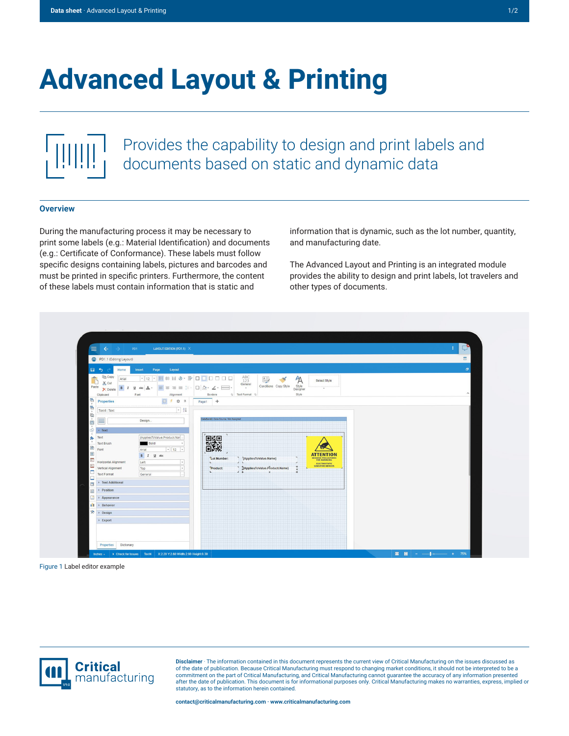# Advanced Layout & Printing

Provides the capability to design and print labels and documents based on static and dynamic data

## Overview

During the manufacturing process it may be necessary to print some labels (e.g.: Material Identification) and documents (e.g.: Certificate of Conformance). These labels must follow specific designs containing labels, pictures and barcodes and must be printed in specific printers. Furthermore, the content of these labels must contain information that is static and information that is dynamic, such as the lot number, quantity, and manufacturing date.

The Advanced Layout and Printing is an integrated module provides the ability to design and print labels, lot travelers and other types of documents.

Figure 1 Label editor example

**Disclaimer** · The information contained in this document represents the current view of Critical Manufacturing on the issues discussed as of the date of publication. Because Critical Manufacturing must respond to changing market conditions, it should not be interpreted to be a commitment on the part of Critical Manufacturing, and Critical Manufacturing cannot guarantee the accuracy of any information presented after the date of publication. This document is for informational purposes only. Critical Manufacturing makes no warranties, express, implied or statutory, as to the information herein contained.

**contact@criticalmanufacturing.com · www.criticalmanufacturing.com**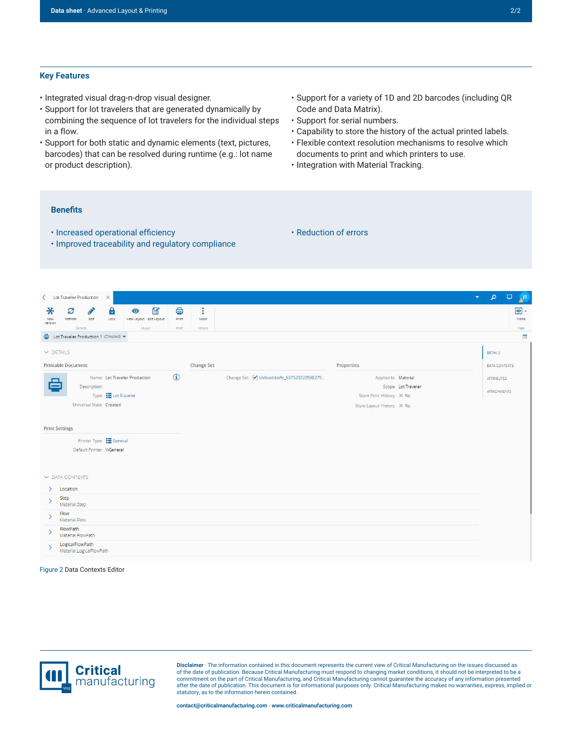## Key Features

- Integrated visual drag-n-drop visual designer.
- Support for lot travelers that are generated dynamically by combining the sequence of lot travelers for the individual steps in a flow.
- Support for both static and dynamic elements (text, pictures, barcodes) that can be resolved during runtime (e.g.: lot name or product description).
- Support for a variety of 1D and 2D barcodes (including QR Code and Data Matrix).
- Support for serial numbers.
- Capability to store the history of the actual printed labels.
- Flexible context resolution mechanisms to resolve which documents to print and which printers to use.
- Integration with Material Tracking.

## Benefits

- Increased operational efficiency
- Improved traceability and regulatory compliance
- Reduction of errors

Figure 2 Data Contexts Editor

**Disclaimer** · The information contained in this document represents the current view of Critical Manufacturing on the issues discussed as of the date of publication. Because Critical Manufacturing must respond to changing market conditions, it should not be interpreted to be a commitment on the part of Critical Manufacturing, and Critical Manufacturing cannot guarantee the accuracy of any information presented after the date of publication. This document is for informational purposes only. Critical Manufacturing makes no warranties, express, implied or statutory, as to the information herein contained.

**contact@criticalmanufacturing.com · www.criticalmanufacturing.com**